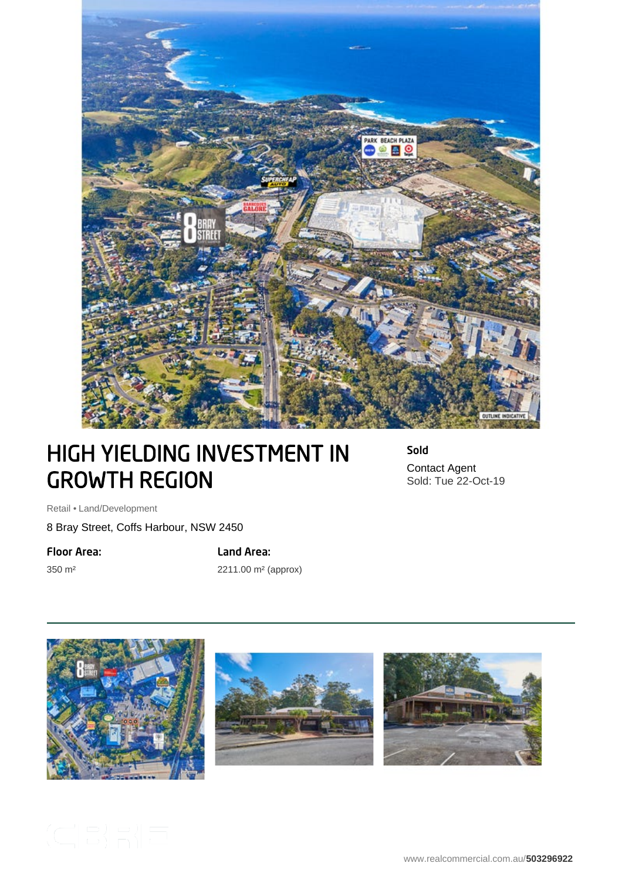# HIGH YIELDING INVESTMENT IN GROWTH REGION

**Sold**

Contact Agent
Sold: Tue 22-Oct-19

Retail • Land/Development

8 Bray Street, Coffs Harbour, NSW 2450

**Floor Area:**

350 m²

**Land Area:**

2211.00 m² (approx)

www.realcommercial.com.au/**503296922**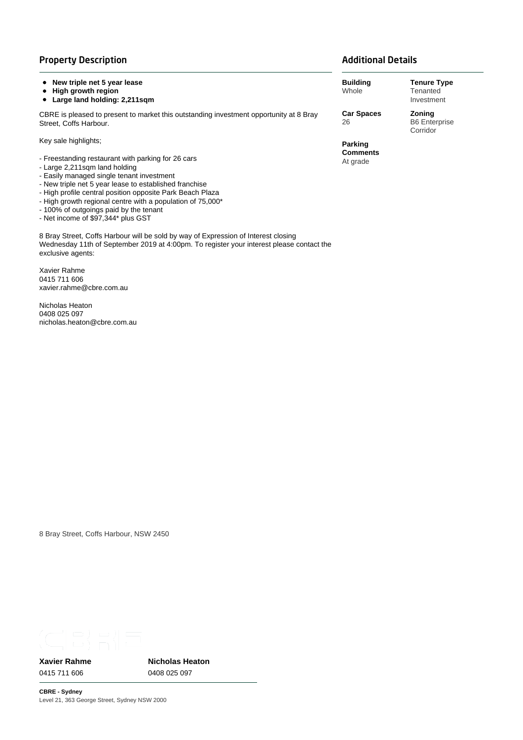## Property Description

- **New triple net 5 year lease**
- **High growth region**
- **Large land holding: 2,211sqm**

CBRE is pleased to present to market this outstanding investment opportunity at 8 Bray Street, Coffs Harbour.

Key sale highlights;

- Freestanding restaurant with parking for 26 cars
- Large 2,211sqm land holding
- Easily managed single tenant investment
- New triple net 5 year lease to established franchise
- High profile central position opposite Park Beach Plaza
- High growth regional centre with a population of 75,000*
- 100% of outgoings paid by the tenant
- Net income of $97,344* plus GST

8 Bray Street, Coffs Harbour will be sold by way of Expression of Interest closing Wednesday 11th of September 2019 at 4:00pm. To register your interest please contact the exclusive agents:

Xavier Rahme
0415 711 606
xavier.rahme@cbre.com.au

Nicholas Heaton
0408 025 097
nicholas.heaton@cbre.com.au

## Additional Details

**Building**
Whole

**Tenure Type**
Tenanted Investment

**Car Spaces**
26

**Zoning**
B6 Enterprise Corridor

**Parking Comments**
At grade

8 Bray Street, Coffs Harbour, NSW 2450

**Xavier Rahme**
0415 711 606

**Nicholas Heaton**
0408 025 097

**CBRE - Sydney**
Level 21, 363 George Street, Sydney NSW 2000